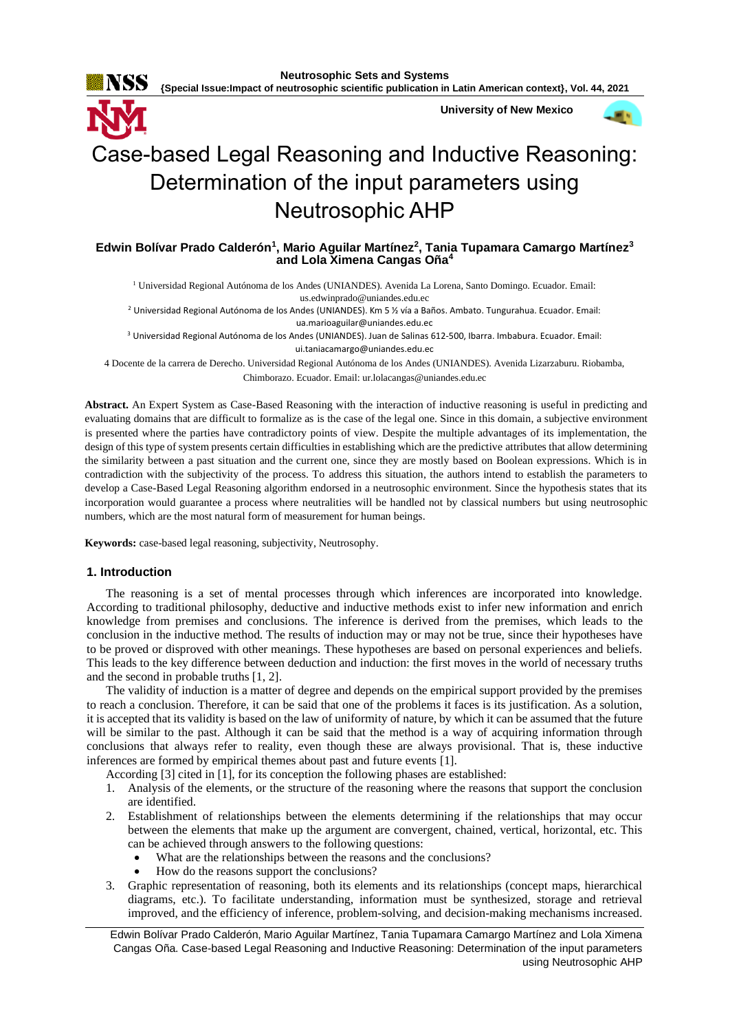# Case-based Legal Reasoning and Inductive Reasoning: Determination of the input parameters using Neutrosophic AHP

**Edwin Bolívar Prado Calderón[1], Mario Aguilar Martínez[2], Tania Tupamara Camargo Martínez[3] and Lola Ximena Cangas Oña[4]**

[1] Universidad Regional Autónoma de los Andes (UNIANDES). Avenida La Lorena, Santo Domingo. Ecuador. Email: us.edwinprado@uniandes.edu.ec

[2] Universidad Regional Autónoma de los Andes (UNIANDES). Km 5 ½ vía a Baños. Ambato. Tungurahua. Ecuador. Email: ua.marioaguilar@uniandes.edu.ec

[3] Universidad Regional Autónoma de los Andes (UNIANDES). Juan de Salinas 612-500, Ibarra. Imbabura. Ecuador. Email: ui.taniacamargo@uniandes.edu.ec

4 Docente de la carrera de Derecho. Universidad Regional Autónoma de los Andes (UNIANDES). Avenida Lizarzaburu. Riobamba, Chimborazo. Ecuador. Email: ur.lolacangas@uniandes.edu.ec

**Abstract.** An Expert System as Case-Based Reasoning with the interaction of inductive reasoning is useful in predicting and evaluating domains that are difficult to formalize as is the case of the legal one. Since in this domain, a subjective environment is presented where the parties have contradictory points of view. Despite the multiple advantages of its implementation, the design of this type of system presents certain difficulties in establishing which are the predictive attributes that allow determining the similarity between a past situation and the current one, since they are mostly based on Boolean expressions. Which is in contradiction with the subjectivity of the process. To address this situation, the authors intend to establish the parameters to develop a Case-Based Legal Reasoning algorithm endorsed in a neutrosophic environment. Since the hypothesis states that its incorporation would guarantee a process where neutralities will be handled not by classical numbers but using neutrosophic numbers, which are the most natural form of measurement for human beings.

**Keywords:** case-based legal reasoning, subjectivity, Neutrosophy.

## 1. Introduction

The reasoning is a set of mental processes through which inferences are incorporated into knowledge. According to traditional philosophy, deductive and inductive methods exist to infer new information and enrich knowledge from premises and conclusions. The inference is derived from the premises, which leads to the conclusion in the inductive method. The results of induction may or may not be true, since their hypotheses have to be proved or disproved with other meanings. These hypotheses are based on personal experiences and beliefs. This leads to the key difference between deduction and induction: the first moves in the world of necessary truths and the second in probable truths [1, 2].

The validity of induction is a matter of degree and depends on the empirical support provided by the premises to reach a conclusion. Therefore, it can be said that one of the problems it faces is its justification. As a solution, it is accepted that its validity is based on the law of uniformity of nature, by which it can be assumed that the future will be similar to the past. Although it can be said that the method is a way of acquiring information through conclusions that always refer to reality, even though these are always provisional. That is, these inductive inferences are formed by empirical themes about past and future events [1].

According to [3] cited in [1], for its conception the following phases are established:

1. Analysis of the elements, or the structure of the reasoning where the reasons that support the conclusion are identified.
2. Establishment of relationships between the elements determining if the relationships that may occur between the elements that make up the argument are convergent, chained, vertical, horizontal, etc. This can be achieved through answers to the following questions:
   - What are the relationships between the reasons and the conclusions?
   - How do the reasons support the conclusions?
3. Graphic representation of reasoning, both its elements and its relationships (concept maps, hierarchical diagrams, etc.). To facilitate understanding, information must be synthesized, storage and retrieval improved, and the efficiency of inference, problem-solving, and decision-making mechanisms increased.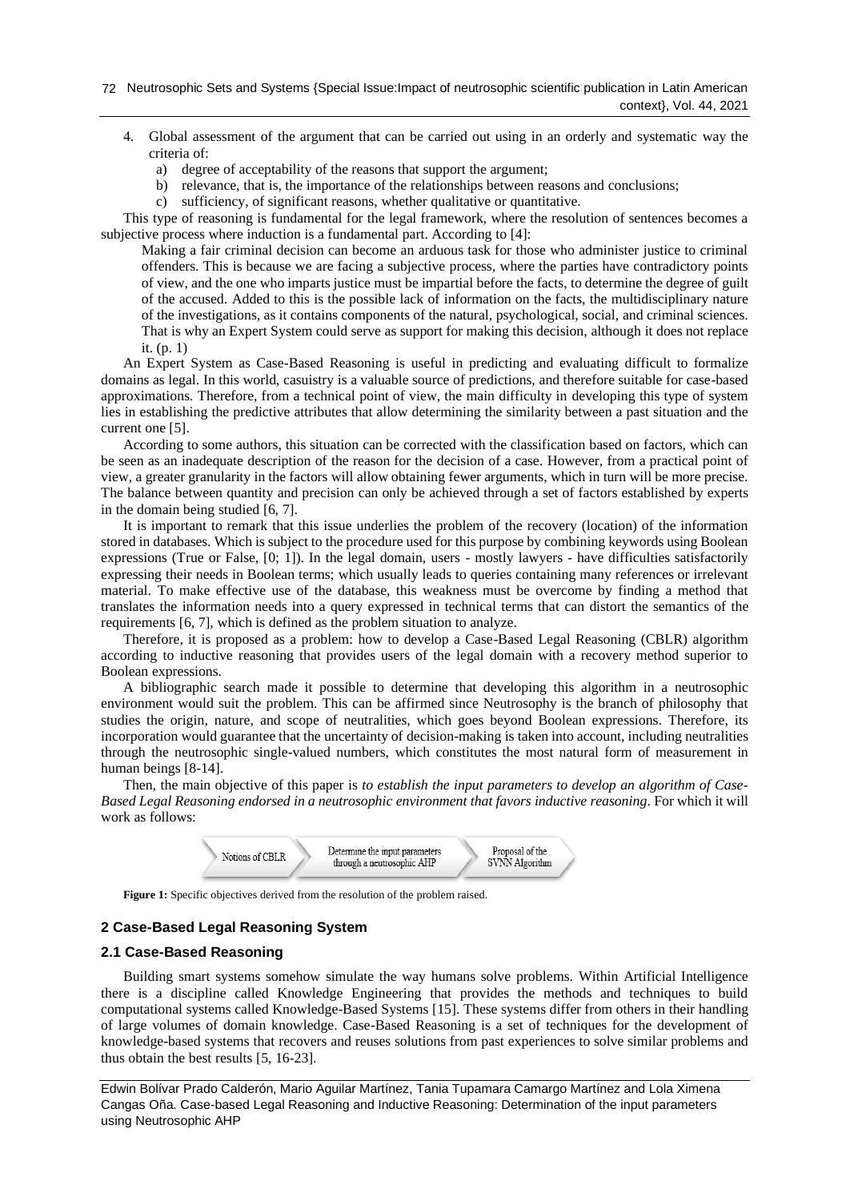4. Global assessment of the argument that can be carried out using in an orderly and systematic way the criteria of:
   a) degree of acceptability of the reasons that support the argument;
   b) relevance, that is, the importance of the relationships between reasons and conclusions;
   c) sufficiency, of significant reasons, whether qualitative or quantitative.

This type of reasoning is fundamental for the legal framework, where the resolution of sentences becomes a subjective process where induction is a fundamental part. According to [4]:

> Making a fair criminal decision can become an arduous task for those who administer justice to criminal offenders. This is because we are facing a subjective process, where the parties have contradictory points of view, and the one who imparts justice must be impartial before the facts, to determine the degree of guilt of the accused. Added to this is the possible lack of information on the facts, the multidisciplinary nature of the investigations, as it contains components of the natural, psychological, social, and criminal sciences. That is why an Expert System could serve as support for making this decision, although it does not replace it. (p. 1)

An Expert System as Case-Based Reasoning is useful in predicting and evaluating difficult to formalize domains as legal. In this world, casuistry is a valuable source of predictions, and therefore suitable for case-based approximations. Therefore, from a technical point of view, the main difficulty in developing this type of system lies in establishing the predictive attributes that allow determining the similarity between a past situation and the current one [5].

According to some authors, this situation can be corrected with the classification based on factors, which can be seen as an inadequate description of the reason for the decision of a case. However, from a practical point of view, a greater granularity in the factors will allow obtaining fewer arguments, which in turn will be more precise. The balance between quantity and precision can only be achieved through a set of factors established by experts in the domain being studied [6, 7].

It is important to remark that this issue underlies the problem of the recovery (location) of the information stored in databases. Which is subject to the procedure used for this purpose by combining keywords using Boolean expressions (True or False, [0; 1]). In the legal domain, users - mostly lawyers - have difficulties satisfactorily expressing their needs in Boolean terms; which usually leads to queries containing many references or irrelevant material. To make effective use of the database, this weakness must be overcome by finding a method that translates the information needs into a query expressed in technical terms that can distort the semantics of the requirements [6, 7], which is defined as the problem situation to analyze.

Therefore, it is proposed as a problem: how to develop a Case-Based Legal Reasoning (CBLR) algorithm according to inductive reasoning that provides users of the legal domain with a recovery method superior to Boolean expressions.

A bibliographic search made it possible to determine that developing this algorithm in a neutrosophic environment would suit the problem. This can be affirmed since Neutrosophy is the branch of philosophy that studies the origin, nature, and scope of neutralities, which goes beyond Boolean expressions. Therefore, its incorporation would guarantee that the uncertainty of decision-making is taken into account, including neutralities through the neutrosophic single-valued numbers, which constitutes the most natural form of measurement in human beings [8-14].

Then, the main objective of this paper is *to establish the input parameters to develop an algorithm of Case-Based Legal Reasoning endorsed in a neutrosophic environment that favors inductive reasoning*. For which it will work as follows:

Notions of CBLR → Determine the input parameters through a neutrosophic AHP → Proposal of the SVNN Algorithm

**Figure 1:** Specific objectives derived from the resolution of the problem raised.

## 2 Case-Based Legal Reasoning System

### 2.1 Case-Based Reasoning

Building smart systems somehow simulate the way humans solve problems. Within Artificial Intelligence there is a discipline called Knowledge Engineering that provides the methods and techniques to build computational systems called Knowledge-Based Systems [15]. These systems differ from others in their handling of large volumes of domain knowledge. Case-Based Reasoning is a set of techniques for the development of knowledge-based systems that recovers and reuses solutions from past experiences to solve similar problems and thus obtain the best results [5, 16-23].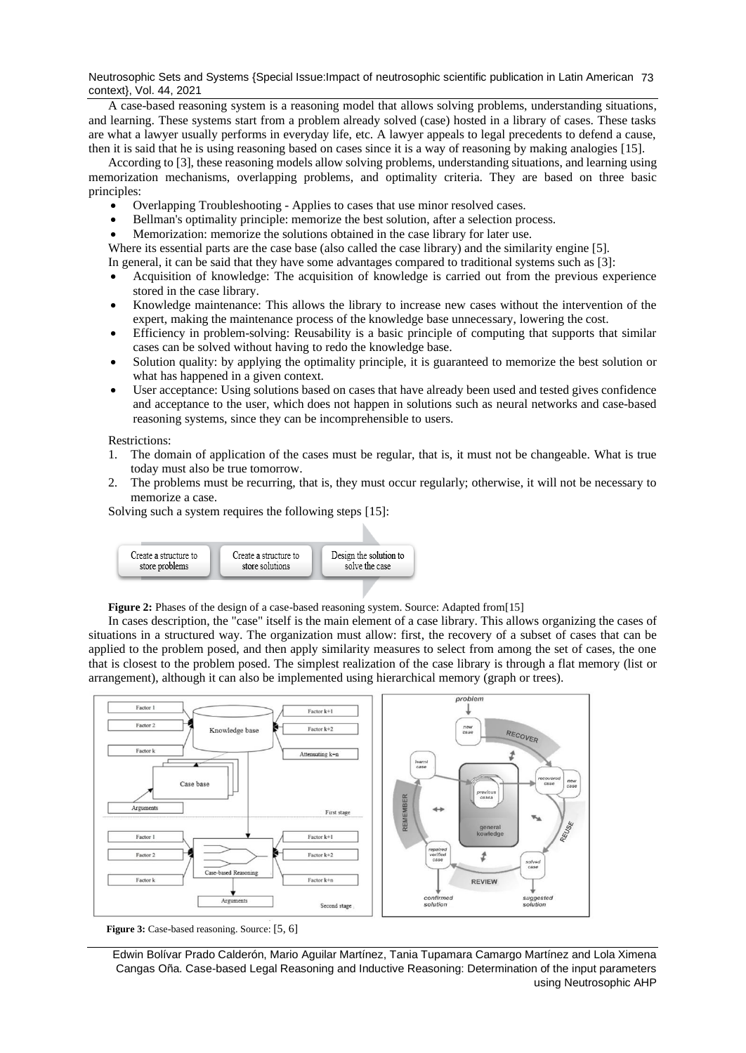A case-based reasoning system is a reasoning model that allows solving problems, understanding situations, and learning. These systems start from a problem already solved (case) hosted in a library of cases. These tasks are what a lawyer usually performs in everyday life, etc. A lawyer appeals to legal precedents to defend a cause, then it is said that he is using reasoning based on cases since it is a way of reasoning by making analogies [15].

According to [3], these reasoning models allow solving problems, understanding situations, and learning using memorization mechanisms, overlapping problems, and optimality criteria. They are based on three basic principles:

- Overlapping Troubleshooting - Applies to cases that use minor resolved cases.
- Bellman's optimality principle: memorize the best solution, after a selection process.
- Memorization: memorize the solutions obtained in the case library for later use.

Where its essential parts are the case base (also called the case library) and the similarity engine [5].

In general, it can be said that they have some advantages compared to traditional systems such as [3]:

- Acquisition of knowledge: The acquisition of knowledge is carried out from the previous experience stored in the case library.
- Knowledge maintenance: This allows the library to increase new cases without the intervention of the expert, making the maintenance process of the knowledge base unnecessary, lowering the cost.
- Efficiency in problem-solving: Reusability is a basic principle of computing that supports that similar cases can be solved without having to redo the knowledge base.
- Solution quality: by applying the optimality principle, it is guaranteed to memorize the best solution or what has happened in a given context.
- User acceptance: Using solutions based on cases that have already been used and tested gives confidence and acceptance to the user, which does not happen in solutions such as neural networks and case-based reasoning systems, since they can be incomprehensible to users.

Restrictions:

1. The domain of application of the cases must be regular, that is, it must not be changeable. What is true today must also be true tomorrow.
2. The problems must be recurring, that is, they must occur regularly; otherwise, it will not be necessary to memorize a case.

Solving such a system requires the following steps [15]:

Create a structure to store problems → Create a structure to store solutions → Design the solution to solve the case

**Figure 2:** Phases of the design of a case-based reasoning system. Source: Adapted from[15]

In cases description, the "case" itself is the main element of a case library. This allows organizing the cases of situations in a structured way. The organization must allow: first, the recovery of a subset of cases that can be applied to the problem posed, and then apply similarity measures to select from among the set of cases, the one that is closest to the problem posed. The simplest realization of the case library is through a flat memory (list or arrangement), although it can also be implemented using hierarchical memory (graph or trees).

**Figure 3:** Case-based reasoning. Source: [5, 6]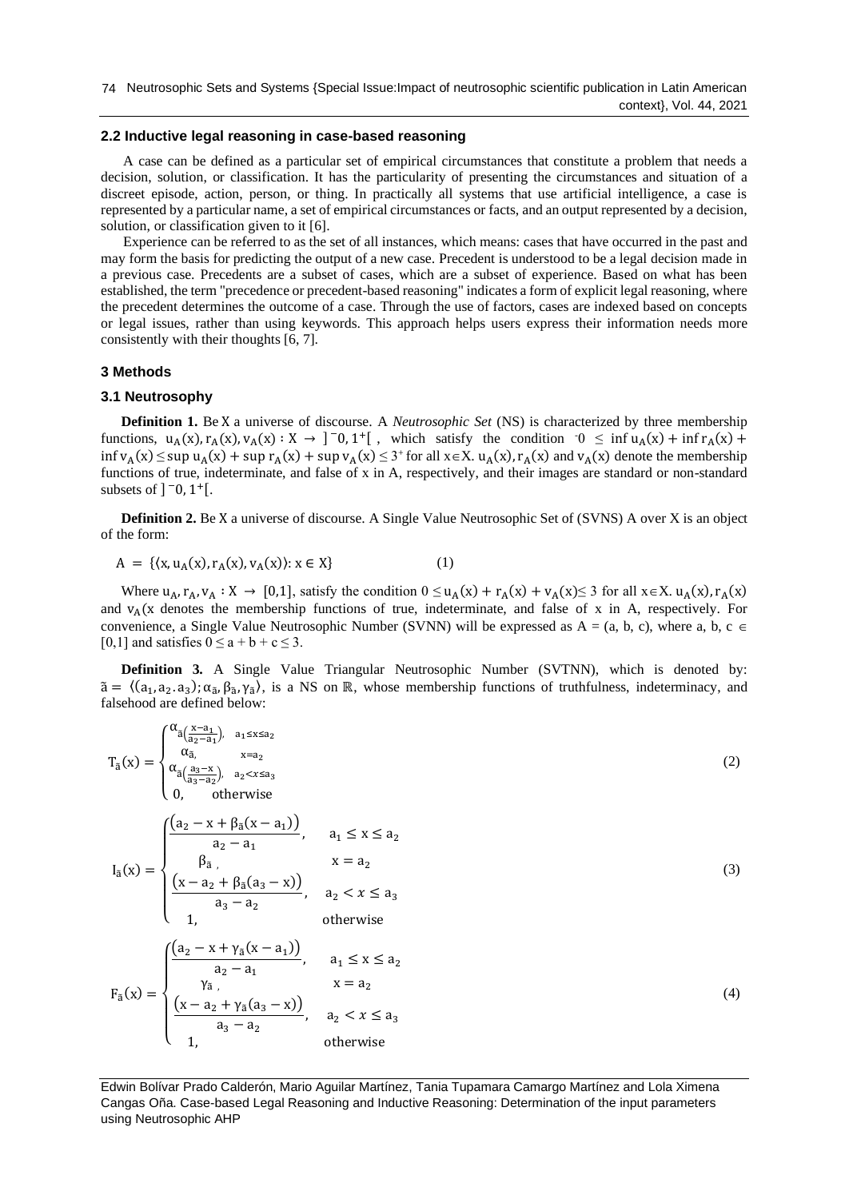### 2.2 Inductive legal reasoning in case-based reasoning

A case can be defined as a particular set of empirical circumstances that constitute a problem that needs a decision, solution, or classification. It has the particularity of presenting the circumstances and situation of a discreet episode, action, person, or thing. In practically all systems that use artificial intelligence, a case is represented by a particular name, a set of empirical circumstances or facts, and an output represented by a decision, solution, or classification given to it [6].

Experience can be referred to as the set of all instances, which means: cases that have occurred in the past and may form the basis for predicting the output of a new case. Precedent is understood to be a legal decision made in a previous case. Precedents are a subset of cases, which are a subset of experience. Based on what has been established, the term "precedence or precedent-based reasoning" indicates a form of explicit legal reasoning, where the precedent determines the outcome of a case. Through the use of factors, cases are indexed based on concepts or legal issues, rather than using keywords. This approach helps users express their information needs more consistently with their thoughts [6, 7].

## 3 Methods

### 3.1 Neutrosophy

**Definition 1.** Be X a universe of discourse. A *Neutrosophic Set* (NS) is characterized by three membership functions, $u_A(x), r_A(x), v_A(x) : X \rightarrow ]^-0, 1^+[$, which satisfy the condition $^-0 \leq \inf u_A(x) + \inf r_A(x) + \inf v_A(x) \leq \sup u_A(x) + \sup r_A(x) + \sup v_A(x) \leq 3^+$ for all $x \in X$. $u_A(x), r_A(x)$ and $v_A(x)$ denote the membership functions of true, indeterminate, and false of x in A, respectively, and their images are standard or non-standard subsets of $]^-0, 1^+[$.

**Definition 2.** Be X a universe of discourse. A Single Value Neutrosophic Set of (SVNS) A over X is an object of the form:

$$A = \{\langle x, u_A(x), r_A(x), v_A(x)\rangle : x \in X\} \tag{1}$$

Where $u_A, r_A, v_A : X \rightarrow [0,1]$, satisfy the condition $0 \leq u_A(x) + r_A(x) + v_A(x) \leq 3$ for all $x \in X$. $u_A(x), r_A(x)$ and $v_A$(x denotes the membership functions of true, indeterminate, and false of x in A, respectively. For convenience, a Single Value Neutrosophic Number (SVNN) will be expressed as A = (a, b, c), where a, b, c $\in$ [0,1] and satisfies $0 \leq a + b + c \leq 3$.

**Definition 3.** A Single Value Triangular Neutrosophic Number (SVTNN), which is denoted by: $\tilde{a} = \langle (a_1, a_2 . a_3); \alpha_{\tilde{a}}, \beta_{\tilde{a}}, \gamma_{\tilde{a}} \rangle$, is a NS on $\mathbb{R}$, whose membership functions of truthfulness, indeterminacy, and falsehood are defined below:

$$T_{\tilde{a}}(x) = \begin{cases} \alpha_{\tilde{a}\left(\frac{x-a_1}{a_2-a_1}\right)}, & a_1 \leq x \leq a_2 \\ \alpha_{\tilde{a}}, & x = a_2 \\ \alpha_{\tilde{a}\left(\frac{a_3-x}{a_3-a_2}\right)}, & a_2 < x \leq a_3 \\ 0, & \text{otherwise} \end{cases} \tag{2}$$

$$I_{\tilde{a}}(x) = \begin{cases} \dfrac{\left(a_2 - x + \beta_{\tilde{a}}(x - a_1)\right)}{a_2 - a_1}, & a_1 \leq x \leq a_2 \\ \beta_{\tilde{a}}, & x = a_2 \\ \dfrac{\left(x - a_2 + \beta_{\tilde{a}}(a_3 - x)\right)}{a_3 - a_2}, & a_2 < x \leq a_3 \\ 1, & \text{otherwise} \end{cases} \tag{3}$$

$$F_{\tilde{a}}(x) = \begin{cases} \dfrac{\left(a_2 - x + \gamma_{\tilde{a}}(x - a_1)\right)}{a_2 - a_1}, & a_1 \leq x \leq a_2 \\ \gamma_{\tilde{a}}, & x = a_2 \\ \dfrac{\left(x - a_2 + \gamma_{\tilde{a}}(a_3 - x)\right)}{a_3 - a_2}, & a_2 < x \leq a_3 \\ 1, & \text{otherwise} \end{cases} \tag{4}$$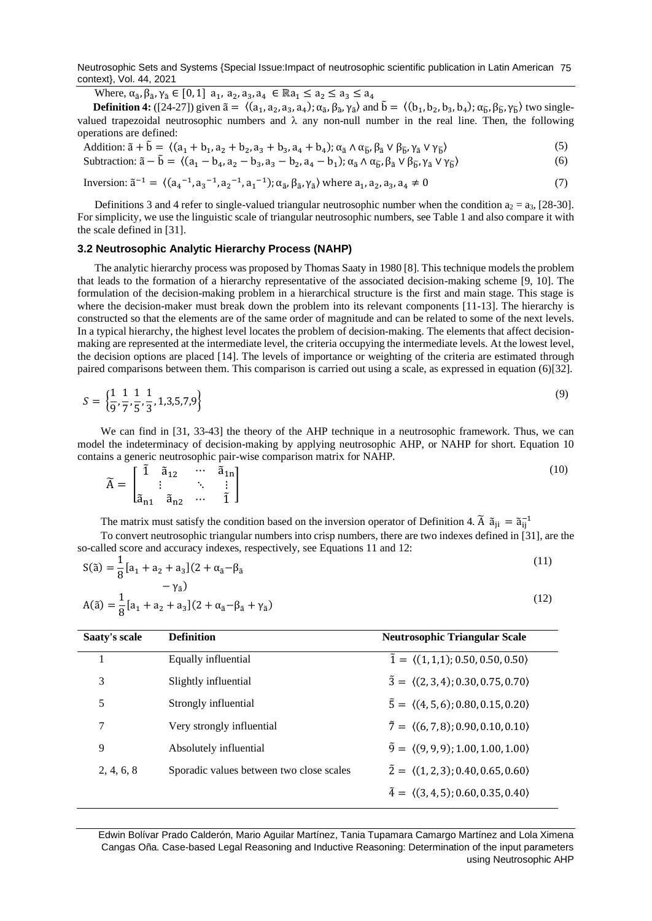Where, $\alpha_{\tilde{a}}, \beta_{\tilde{a}}, \gamma_{\tilde{a}} \in [0,1]$ $a_1, a_2, a_3, a_4 \in \mathbb{R} a_1 \leq a_2 \leq a_3 \leq a_4$

**Definition 4:** ([24-27]) given $\tilde{a} = \langle (a_1, a_2, a_3, a_4); \alpha_{\tilde{a}}, \beta_{\tilde{a}}, \gamma_{\tilde{a}} \rangle$ and $\tilde{b} = \langle (b_1, b_2, b_3, b_4); \alpha_{\tilde{b}}, \beta_{\tilde{b}}, \gamma_{\tilde{b}} \rangle$ two single-valued trapezoidal neutrosophic numbers and λ any non-null number in the real line. Then, the following operations are defined:

Addition: $$\tilde{a} + \tilde{b} = \langle (a_1 + b_1, a_2 + b_2, a_3 + b_3, a_4 + b_4); \alpha_{\tilde{a}} \wedge \alpha_{\tilde{b}}, \beta_{\tilde{a}} \vee \beta_{\tilde{b}}, \gamma_{\tilde{a}} \vee \gamma_{\tilde{b}} \rangle \quad (5)$$

Subtraction: $$\tilde{a} - \tilde{b} = \langle (a_1 - b_4, a_2 - b_3, a_3 - b_2, a_4 - b_1); \alpha_{\tilde{a}} \wedge \alpha_{\tilde{b}}, \beta_{\tilde{a}} \vee \beta_{\tilde{b}}, \gamma_{\tilde{a}} \vee \gamma_{\tilde{b}} \rangle \quad (6)$$

Inversion: $$\tilde{a}^{-1} = \langle ({a_4}^{-1}, {a_3}^{-1}, {a_2}^{-1}, {a_1}^{-1}); \alpha_{\tilde{a}}, \beta_{\tilde{a}}, \gamma_{\tilde{a}} \rangle \text{ where } a_1, a_2, a_3, a_4 \neq 0 \quad (7)$$

Definitions 3 and 4 refer to single-valued triangular neutrosophic number when the condition $a_2 = a_3$, [28-30]. For simplicity, we use the linguistic scale of triangular neutrosophic numbers, see Table 1 and also compare it with the scale defined in [31].

### 3.2 Neutrosophic Analytic Hierarchy Process (NAHP)

The analytic hierarchy process was proposed by Thomas Saaty in 1980 [8]. This technique models the problem that leads to the formation of a hierarchy representative of the associated decision-making scheme [9, 10]. The formulation of the decision-making problem in a hierarchical structure is the first and main stage. This stage is where the decision-maker must break down the problem into its relevant components [11-13]. The hierarchy is constructed so that the elements are of the same order of magnitude and can be related to some of the next levels. In a typical hierarchy, the highest level locates the problem of decision-making. The elements that affect decision-making are represented at the intermediate level, the criteria occupying the intermediate levels. At the lowest level, the decision options are placed [14]. The levels of importance or weighting of the criteria are estimated through paired comparisons between them. This comparison is carried out using a scale, as expressed in equation (6)[32].

$$S = \left\{\frac{1}{9}, \frac{1}{7}, \frac{1}{5}, \frac{1}{3}, 1,3,5,7,9\right\} \quad (9)$$

We can find in [31, 33-43] the theory of the AHP technique in a neutrosophic framework. Thus, we can model the indeterminacy of decision-making by applying neutrosophic AHP, or NAHP for short. Equation 10 contains a generic neutrosophic pair-wise comparison matrix for NAHP.

$$\tilde{A} = \begin{bmatrix} \tilde{1} & \tilde{a}_{12} & \cdots & \tilde{a}_{1n} \\ \vdots & & \ddots & \vdots \\ \tilde{a}_{n1} & \tilde{a}_{n2} & \cdots & \tilde{1} \end{bmatrix} \quad (10)$$

The matrix must satisfy the condition based on the inversion operator of Definition 4. $\tilde{A}$ $\tilde{a}_{ji} = \tilde{a}_{ij}^{-1}$

To convert neutrosophic triangular numbers into crisp numbers, there are two indexes defined in [31], are the so-called score and accuracy indexes, respectively, see Equations 11 and 12:

$$S(\tilde{a}) = \frac{1}{8}[a_1 + a_2 + a_3](2 + \alpha_{\tilde{a}} - \beta_{\tilde{a}} - \gamma_{\tilde{a}}) \quad (11)$$

$$A(\tilde{a}) = \frac{1}{8}[a_1 + a_2 + a_3](2 + \alpha_{\tilde{a}} - \beta_{\tilde{a}} + \gamma_{\tilde{a}}) \quad (12)$$

| Saaty's scale | Definition | Neutrosophic Triangular Scale |
|---|---|---|
| 1 | Equally influential | $\tilde{1} = \langle (1,1,1); 0.50, 0.50, 0.50 \rangle$ |
| 3 | Slightly influential | $\tilde{3} = \langle (2,3,4); 0.30, 0.75, 0.70 \rangle$ |
| 5 | Strongly influential | $\tilde{5} = \langle (4,5,6); 0.80, 0.15, 0.20 \rangle$ |
| 7 | Very strongly influential | $\tilde{7} = \langle (6,7,8); 0.90, 0.10, 0.10 \rangle$ |
| 9 | Absolutely influential | $\tilde{9} = \langle (9,9,9); 1.00, 1.00, 1.00 \rangle$ |
| 2, 4, 6, 8 | Sporadic values between two close scales | $\tilde{2} = \langle (1,2,3); 0.40, 0.65, 0.60 \rangle$ |
| | | $\tilde{4} = \langle (3,4,5); 0.60, 0.35, 0.40 \rangle$ |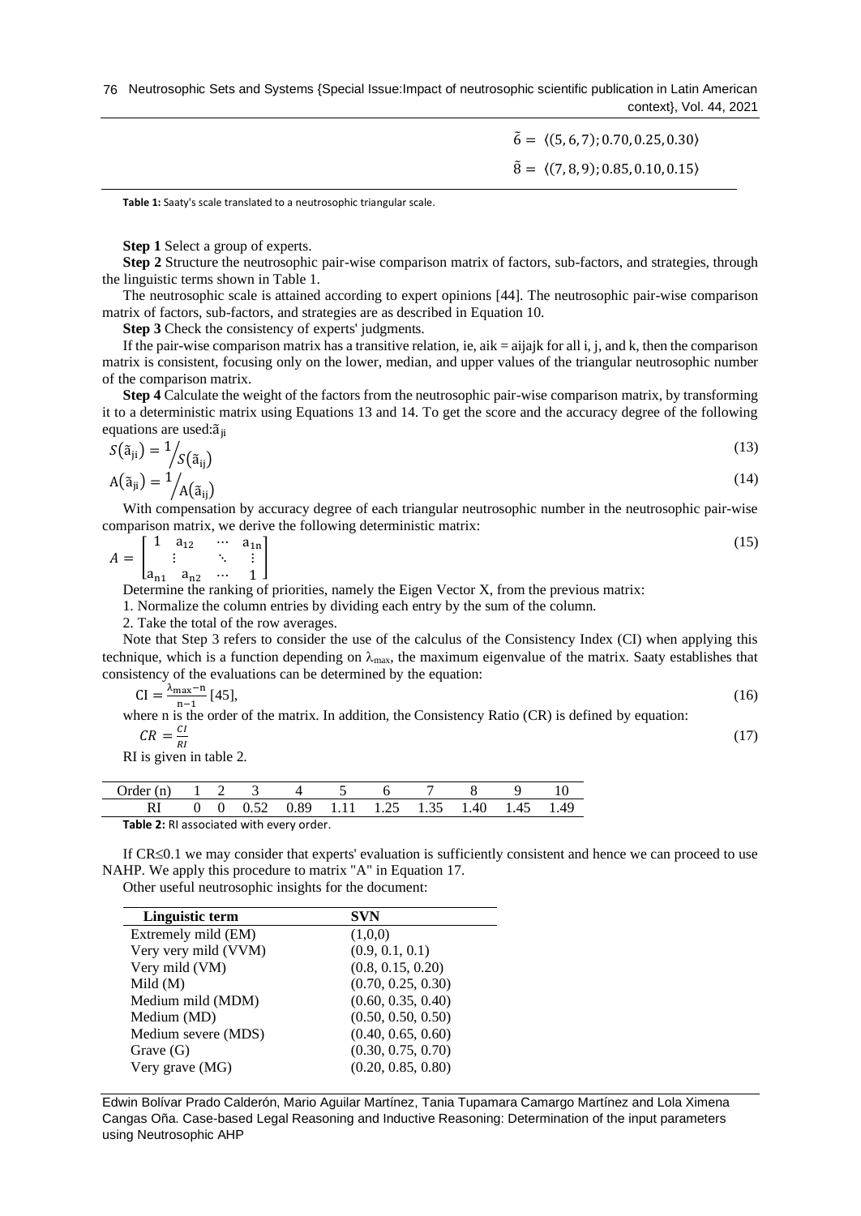$$\tilde{6} = \langle (5, 6, 7); 0.70, 0.25, 0.30 \rangle$$

$$\tilde{8} = \langle (7, 8, 9); 0.85, 0.10, 0.15 \rangle$$

**Table 1:** Saaty's scale translated to a neutrosophic triangular scale.

**Step 1** Select a group of experts.

**Step 2** Structure the neutrosophic pair-wise comparison matrix of factors, sub-factors, and strategies, through the linguistic terms shown in Table 1.

The neutrosophic scale is attained according to expert opinions [44]. The neutrosophic pair-wise comparison matrix of factors, sub-factors, and strategies are as described in Equation 10.

**Step 3** Check the consistency of experts' judgments.

If the pair-wise comparison matrix has a transitive relation, ie, aik = aijajk for all i, j, and k, then the comparison matrix is consistent, focusing only on the lower, median, and upper values of the triangular neutrosophic number of the comparison matrix.

**Step 4** Calculate the weight of the factors from the neutrosophic pair-wise comparison matrix, by transforming it to a deterministic matrix using Equations 13 and 14. To get the score and the accuracy degree of the following equations are used:$\tilde{a}_{ji}$

$$S(\tilde{a}_{ji}) = 1/S(\tilde{a}_{ij}) \tag{13}$$

$$A(\tilde{a}_{ji}) = 1/A(\tilde{a}_{ij}) \tag{14}$$

With compensation by accuracy degree of each triangular neutrosophic number in the neutrosophic pair-wise comparison matrix, we derive the following deterministic matrix:

$$A = \begin{bmatrix} 1 & a_{12} & \cdots & a_{1n} \\ \vdots & & \ddots & \vdots \\ a_{n1} & a_{n2} & \cdots & 1 \end{bmatrix} \tag{15}$$

Determine the ranking of priorities, namely the Eigen Vector X, from the previous matrix:

1. Normalize the column entries by dividing each entry by the sum of the column.
2. Take the total of the row averages.

Note that Step 3 refers to consider the use of the calculus of the Consistency Index (CI) when applying this technique, which is a function depending on $\lambda_{max}$, the maximum eigenvalue of the matrix. Saaty establishes that consistency of the evaluations can be determined by the equation:

$$CI = \frac{\lambda_{max} - n}{n - 1} \text{ [45]}, \tag{16}$$

where n is the order of the matrix. In addition, the Consistency Ratio (CR) is defined by equation:

$$CR = \frac{CI}{RI} \tag{17}$$

RI is given in table 2.

| Order (n) | 1 | 2 | 3 | 4 | 5 | 6 | 7 | 8 | 9 | 10 |
|---|---|---|---|---|---|---|---|---|---|---|
| RI | 0 | 0 | 0.52 | 0.89 | 1.11 | 1.25 | 1.35 | 1.40 | 1.45 | 1.49 |

**Table 2:** RI associated with every order.

If CR≤0.1 we may consider that experts' evaluation is sufficiently consistent and hence we can proceed to use NAHP. We apply this procedure to matrix "A" in Equation 17.

Other useful neutrosophic insights for the document:

| Linguistic term | SVN |
|---|---|
| Extremely mild (EM) | (1,0,0) |
| Very very mild (VVM) | (0.9, 0.1, 0.1) |
| Very mild (VM) | (0.8, 0.15, 0.20) |
| Mild (M) | (0.70, 0.25, 0.30) |
| Medium mild (MDM) | (0.60, 0.35, 0.40) |
| Medium (MD) | (0.50, 0.50, 0.50) |
| Medium severe (MDS) | (0.40, 0.65, 0.60) |
| Grave (G) | (0.30, 0.75, 0.70) |
| Very grave (MG) | (0.20, 0.85, 0.80) |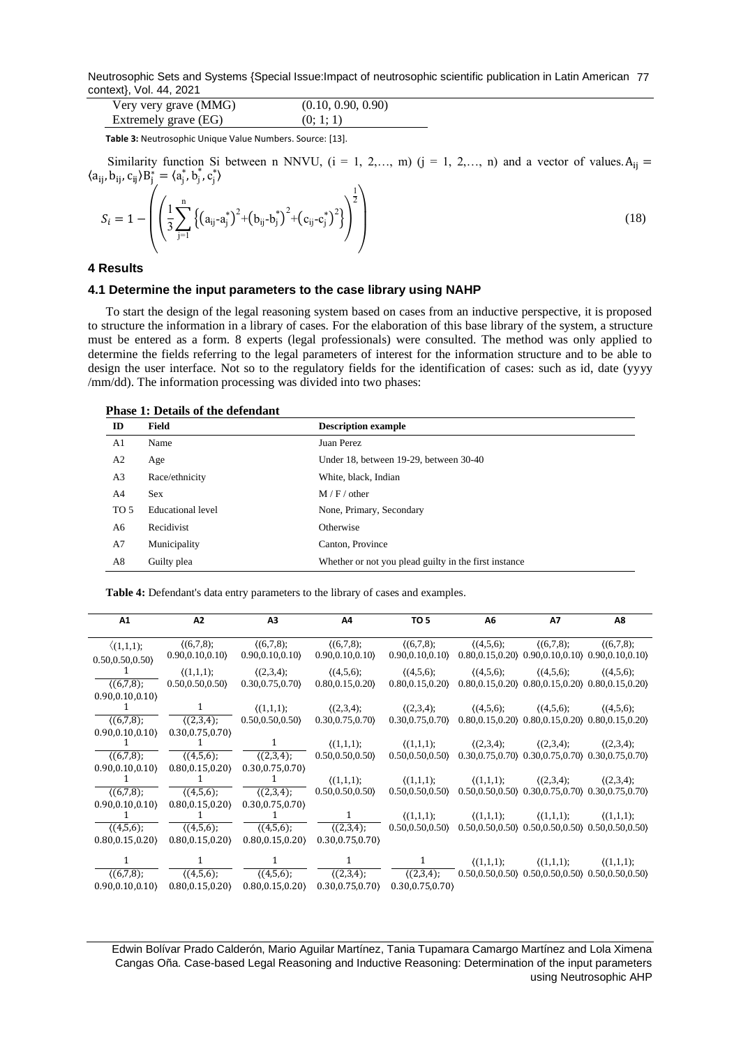| Very very grave (MMG) | (0.10, 0.90, 0.90) |
|---|---|
| Extremely grave (EG) | (0; 1; 1) |

**Table 3:** Neutrosophic Unique Value Numbers. Source: [13].

Similarity function Si between n NNVU, (i = 1, 2,…, m) (j = 1, 2,…, n) and a vector of values. $A_{ij} = \langle a_{ij}, b_{ij}, c_{ij}\rangle B_j^* = \langle a_j^*, b_j^*, c_j^*\rangle$

$$S_i = 1 - \left(\left(\frac{1}{3}\sum_{j=1}^{n}\left\{\left(a_{ij}-a_j^*\right)^2+\left(b_{ij}-b_j^*\right)^2+\left(c_{ij}-c_j^*\right)^2\right\}\right)^{\frac{1}{2}}\right) \tag{18}$$

## 4 Results

### 4.1 Determine the input parameters to the case library using NAHP

To start the design of the legal reasoning system based on cases from an inductive perspective, it is proposed to structure the information in a library of cases. For the elaboration of this base library of the system, a structure must be entered as a form. 8 experts (legal professionals) were consulted. The method was only applied to determine the fields referring to the legal parameters of interest for the information structure and to be able to design the user interface. Not so to the regulatory fields for the identification of cases: such as id, date (yyyy /mm/dd). The information processing was divided into two phases:

**Phase 1: Details of the defendant**

| ID | Field | Description example |
|---|---|---|
| A1 | Name | Juan Perez |
| A2 | Age | Under 18, between 19-29, between 30-40 |
| A3 | Race/ethnicity | White, black, Indian |
| A4 | Sex | M / F / other |
| TO 5 | Educational level | None, Primary, Secondary |
| A6 | Recidivist | Otherwise |
| A7 | Municipality | Canton, Province |
| A8 | Guilty plea | Whether or not you plead guilty in the first instance |

**Table 4:** Defendant's data entry parameters to the library of cases and examples.

| A1 | A2 | A3 | A4 | TO 5 | A6 | A7 | A8 |
|---|---|---|---|---|---|---|---|
| ⟨(1,1,1); 0.50,0.50,0.50⟩ | ⟨(6,7,8); 0.90,0.10,0.10⟩ | ⟨(6,7,8); 0.90,0.10,0.10⟩ | ⟨(6,7,8); 0.90,0.10,0.10⟩ | ⟨(6,7,8); 0.90,0.10,0.10⟩ | ⟨(4,5,6); 0.80,0.15,0.20⟩ | ⟨(6,7,8); 0.90,0.10,0.10⟩ | ⟨(6,7,8); 0.90,0.10,0.10⟩ |
| $\frac{1}{\langle(6,7,8);\ 0.90,0.10,0.10\rangle}$ | ⟨(1,1,1); 0.50,0.50,0.50⟩ | ⟨(2,3,4); 0.30,0.75,0.70⟩ | ⟨(4,5,6); 0.80,0.15,0.20⟩ | ⟨(4,5,6); 0.80,0.15,0.20⟩ | ⟨(4,5,6); 0.80,0.15,0.20⟩ | ⟨(4,5,6); 0.80,0.15,0.20⟩ | ⟨(4,5,6); 0.80,0.15,0.20⟩ |
| $\frac{1}{\langle(6,7,8);\ 0.90,0.10,0.10\rangle}$ | $\frac{1}{\langle(2,3,4);\ 0.30,0.75,0.70\rangle}$ | ⟨(1,1,1); 0.50,0.50,0.50⟩ | ⟨(2,3,4); 0.30,0.75,0.70⟩ | ⟨(2,3,4); 0.30,0.75,0.70⟩ | ⟨(4,5,6); 0.80,0.15,0.20⟩ | ⟨(4,5,6); 0.80,0.15,0.20⟩ | ⟨(4,5,6); 0.80,0.15,0.20⟩ |
| $\frac{1}{\langle(6,7,8);\ 0.90,0.10,0.10\rangle}$ | $\frac{1}{\langle(4,5,6);\ 0.80,0.15,0.20\rangle}$ | $\frac{1}{\langle(2,3,4);\ 0.30,0.75,0.70\rangle}$ | ⟨(1,1,1); 0.50,0.50,0.50⟩ | ⟨(1,1,1); 0.50,0.50,0.50⟩ | ⟨(2,3,4); 0.30,0.75,0.70⟩ | ⟨(2,3,4); 0.30,0.75,0.70⟩ | ⟨(2,3,4); 0.30,0.75,0.70⟩ |
| $\frac{1}{\langle(6,7,8);\ 0.90,0.10,0.10\rangle}$ | $\frac{1}{\langle(4,5,6);\ 0.80,0.15,0.20\rangle}$ | $\frac{1}{\langle(2,3,4);\ 0.30,0.75,0.70\rangle}$ | ⟨(1,1,1); 0.50,0.50,0.50⟩ | ⟨(1,1,1); 0.50,0.50,0.50⟩ | ⟨(1,1,1); 0.50,0.50,0.50⟩ | ⟨(2,3,4); 0.30,0.75,0.70⟩ | ⟨(2,3,4); 0.30,0.75,0.70⟩ |
| $\frac{1}{\langle(4,5,6);\ 0.80,0.15,0.20\rangle}$ | $\frac{1}{\langle(4,5,6);\ 0.80,0.15,0.20\rangle}$ | $\frac{1}{\langle(4,5,6);\ 0.80,0.15,0.20\rangle}$ | $\frac{1}{\langle(2,3,4);\ 0.30,0.75,0.70\rangle}$ | ⟨(1,1,1); 0.50,0.50,0.50⟩ | ⟨(1,1,1); 0.50,0.50,0.50⟩ | ⟨(1,1,1); 0.50,0.50,0.50⟩ | ⟨(1,1,1); 0.50,0.50,0.50⟩ |
| $\frac{1}{\langle(6,7,8);\ 0.90,0.10,0.10\rangle}$ | $\frac{1}{\langle(4,5,6);\ 0.80,0.15,0.20\rangle}$ | $\frac{1}{\langle(4,5,6);\ 0.80,0.15,0.20\rangle}$ | $\frac{1}{\langle(2,3,4);\ 0.30,0.75,0.70\rangle}$ | $\frac{1}{\langle(2,3,4);\ 0.30,0.75,0.70\rangle}$ | ⟨(1,1,1); 0.50,0.50,0.50⟩ | ⟨(1,1,1); 0.50,0.50,0.50⟩ | ⟨(1,1,1); 0.50,0.50,0.50⟩ |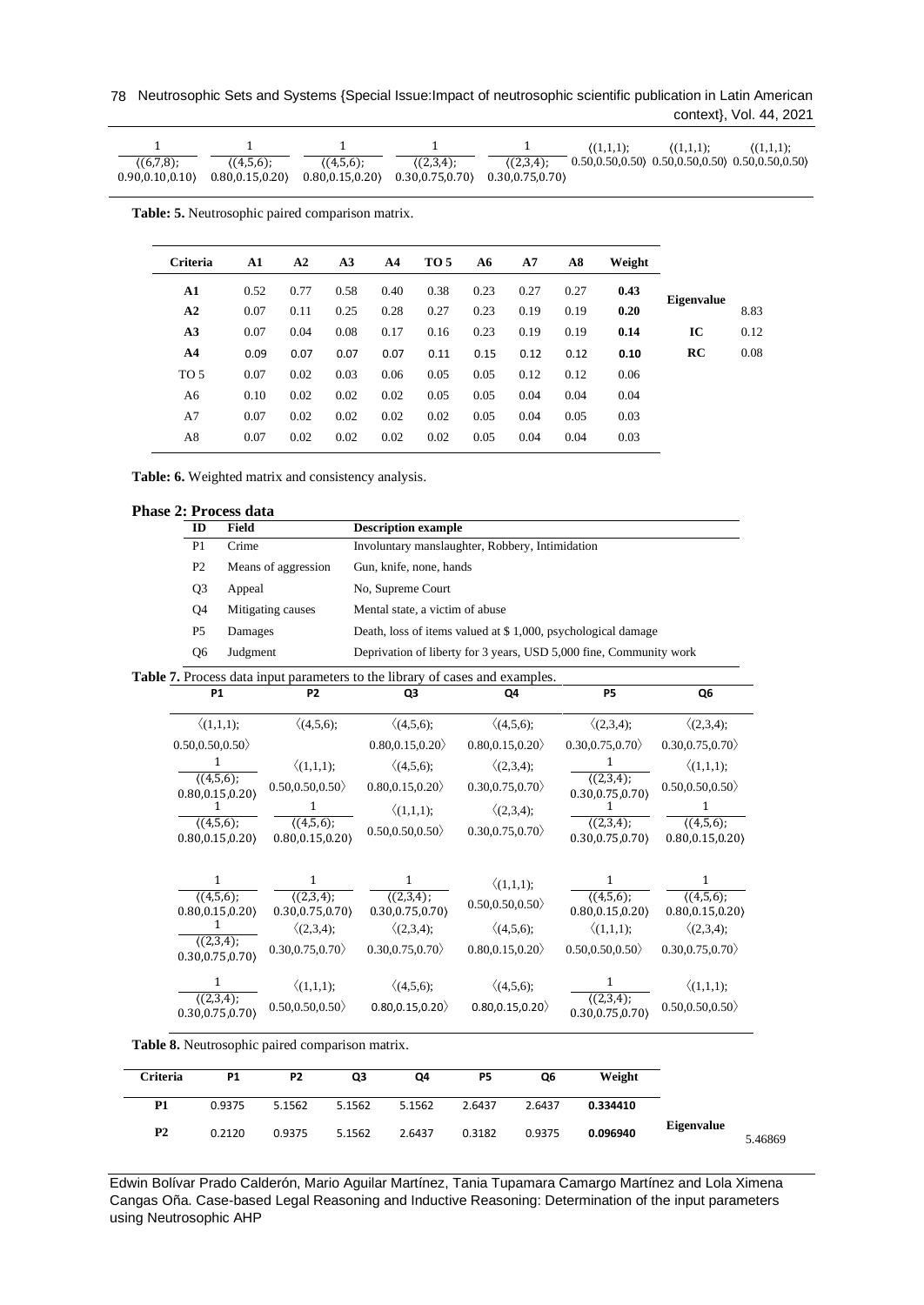| $\frac{1}{\langle(6,7,8);\ 0.90,0.10,0.10\rangle}$ | $\frac{1}{\langle(4,5,6);\ 0.80,0.15,0.20\rangle}$ | $\frac{1}{\langle(4,5,6);\ 0.80,0.15,0.20\rangle}$ | $\frac{1}{\langle(2,3,4);\ 0.30,0.75,0.70\rangle}$ | $\frac{1}{\langle(2,3,4);\ 0.30,0.75,0.70\rangle}$ | $\langle(1,1,1);\ 0.50,0.50,0.50\rangle$ | $\langle(1,1,1);\ 0.50,0.50,0.50\rangle$ | $\langle(1,1,1);\ 0.50,0.50,0.50\rangle$ |
|---|---|---|---|---|---|---|---|

**Table: 5.** Neutrosophic paired comparison matrix.

| Criteria | A1 | A2 | A3 | A4 | TO 5 | A6 | A7 | A8 | Weight | | |
|---|---|---|---|---|---|---|---|---|---|---|---|
| **A1** | 0.52 | 0.77 | 0.58 | 0.40 | 0.38 | 0.23 | 0.27 | 0.27 | **0.43** | **Eigenvalue** | 8.83 |
| **A2** | 0.07 | 0.11 | 0.25 | 0.28 | 0.27 | 0.23 | 0.19 | 0.19 | **0.20** | | |
| **A3** | 0.07 | 0.04 | 0.08 | 0.17 | 0.16 | 0.23 | 0.19 | 0.19 | **0.14** | **IC** | 0.12 |
| **A4** | 0.09 | 0.07 | 0.07 | 0.07 | 0.11 | 0.15 | 0.12 | 0.12 | **0.10** | **RC** | 0.08 |
| TO 5 | 0.07 | 0.02 | 0.03 | 0.06 | 0.05 | 0.05 | 0.12 | 0.12 | 0.06 | | |
| A6 | 0.10 | 0.02 | 0.02 | 0.02 | 0.05 | 0.05 | 0.04 | 0.04 | 0.04 | | |
| A7 | 0.07 | 0.02 | 0.02 | 0.02 | 0.02 | 0.05 | 0.04 | 0.05 | 0.03 | | |
| A8 | 0.07 | 0.02 | 0.02 | 0.02 | 0.02 | 0.05 | 0.04 | 0.04 | 0.03 | | |

**Table: 6.** Weighted matrix and consistency analysis.

**Phase 2: Process data**

| ID | Field | Description example |
|---|---|---|
| P1 | Crime | Involuntary manslaughter, Robbery, Intimidation |
| P2 | Means of aggression | Gun, knife, none, hands |
| Q3 | Appeal | No, Supreme Court |
| Q4 | Mitigating causes | Mental state, a victim of abuse |
| P5 | Damages | Death, loss of items valued at $ 1,000, psychological damage |
| Q6 | Judgment | Deprivation of liberty for 3 years, USD 5,000 fine, Community work |

**Table 7.** Process data input parameters to the library of cases and examples.

| P1 | P2 | Q3 | Q4 | P5 | Q6 |
|---|---|---|---|---|---|
| $\langle(1,1,1);\ 0.50,0.50,0.50\rangle$ | $\langle(4,5,6);$ | $\langle(4,5,6);\ 0.80,0.15,0.20\rangle$ | $\langle(4,5,6);\ 0.80,0.15,0.20\rangle$ | $\langle(2,3,4);\ 0.30,0.75,0.70\rangle$ | $\langle(2,3,4);\ 0.30,0.75,0.70\rangle$ |
| $\frac{1}{\langle(4,5,6);\ 0.80,0.15,0.20\rangle}$ | $\langle(1,1,1);\ 0.50,0.50,0.50\rangle$ | $\langle(4,5,6);\ 0.80,0.15,0.20\rangle$ | $\langle(2,3,4);\ 0.30,0.75,0.70\rangle$ | $\frac{1}{\langle(2,3,4);\ 0.30,0.75,0.70\rangle}$ | $\langle(1,1,1);\ 0.50,0.50,0.50\rangle$ |
| $\frac{1}{\langle(4,5,6);\ 0.80,0.15,0.20\rangle}$ | $\frac{1}{\langle(4,5,6);\ 0.80,0.15,0.20\rangle}$ | $\langle(1,1,1);\ 0.50,0.50,0.50\rangle$ | $\langle(2,3,4);\ 0.30,0.75,0.70\rangle$ | $\frac{1}{\langle(2,3,4);\ 0.30,0.75,0.70\rangle}$ | $\frac{1}{\langle(4,5,6);\ 0.80,0.15,0.20\rangle}$ |
| $\frac{1}{\langle(4,5,6);\ 0.80,0.15,0.20\rangle}$ | $\frac{1}{\langle(2,3,4);\ 0.30,0.75,0.70\rangle}$ | $\frac{1}{\langle(2,3,4);\ 0.30,0.75,0.70\rangle}$ | $\langle(1,1,1);\ 0.50,0.50,0.50\rangle$ | $\frac{1}{\langle(4,5,6);\ 0.80,0.15,0.20\rangle}$ | $\frac{1}{\langle(4,5,6);\ 0.80,0.15,0.20\rangle}$ |
| $\frac{1}{\langle(2,3,4);\ 0.30,0.75,0.70\rangle}$ | $\langle(2,3,4);\ 0.30,0.75,0.70\rangle$ | $\langle(2,3,4);\ 0.30,0.75,0.70\rangle$ | $\langle(4,5,6);\ 0.80,0.15,0.20\rangle$ | $\langle(1,1,1);\ 0.50,0.50,0.50\rangle$ | $\langle(2,3,4);\ 0.30,0.75,0.70\rangle$ |
| $\frac{1}{\langle(2,3,4);\ 0.30,0.75,0.70\rangle}$ | $\langle(1,1,1);\ 0.50,0.50,0.50\rangle$ | $\langle(4,5,6);\ 0.80,0.15,0.20\rangle$ | $\langle(4,5,6);\ 0.80,0.15,0.20\rangle$ | $\frac{1}{\langle(2,3,4);\ 0.30,0.75,0.70\rangle}$ | $\langle(1,1,1);\ 0.50,0.50,0.50\rangle$ |

**Table 8.** Neutrosophic paired comparison matrix.

| Criteria | P1 | P2 | Q3 | Q4 | P5 | Q6 | Weight | | |
|---|---|---|---|---|---|---|---|---|---|
| **P1** | 0.9375 | 5.1562 | 5.1562 | 5.1562 | 2.6437 | 2.6437 | **0.334410** | | |
| **P2** | 0.2120 | 0.9375 | 5.1562 | 2.6437 | 0.3182 | 0.9375 | **0.096940** | **Eigenvalue** | 5.46869 |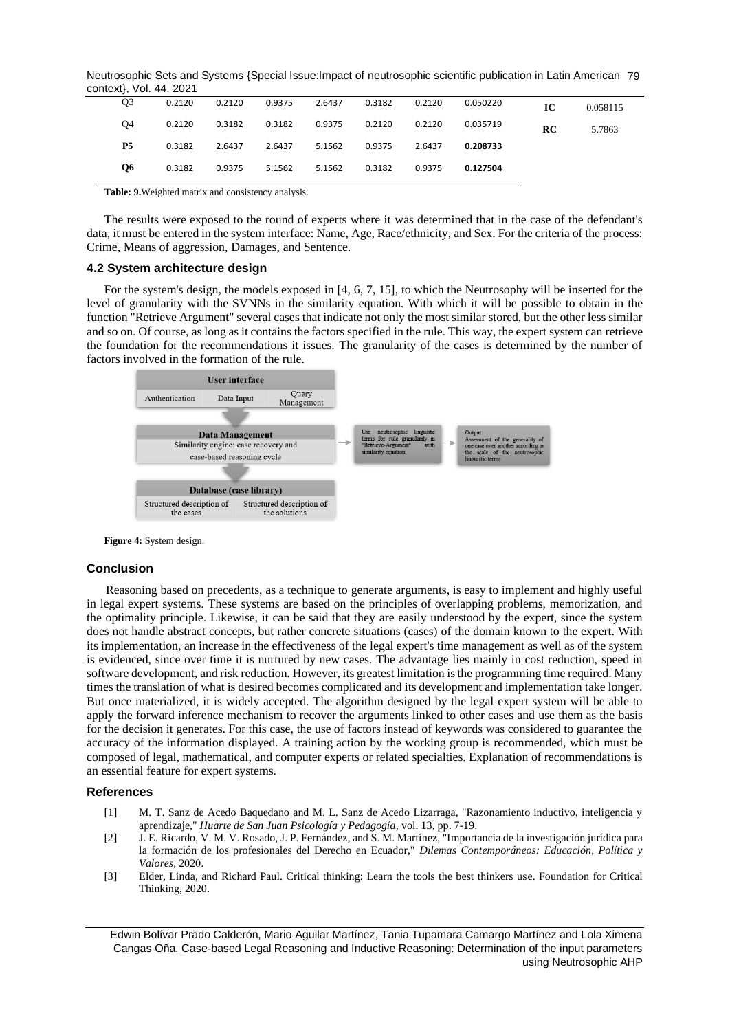| Q3 | 0.2120 | 0.2120 | 0.9375 | 2.6437 | 0.3182 | 0.2120 | 0.050220 | **IC** | 0.058115 |
|---|---|---|---|---|---|---|---|---|---|
| Q4 | 0.2120 | 0.3182 | 0.3182 | 0.9375 | 0.2120 | 0.2120 | 0.035719 | **RC** | 5.7863 |
| **P5** | 0.3182 | 2.6437 | 2.6437 | 5.1562 | 0.9375 | 2.6437 | **0.208733** | | |
| **Q6** | 0.3182 | 0.9375 | 5.1562 | 5.1562 | 0.3182 | 0.9375 | **0.127504** | | |

**Table: 9.** Weighted matrix and consistency analysis.

The results were exposed to the round of experts where it was determined that in the case of the defendant's data, it must be entered in the system interface: Name, Age, Race/ethnicity, and Sex. For the criteria of the process: Crime, Means of aggression, Damages, and Sentence.

### 4.2 System architecture design

For the system's design, the models exposed in [4, 6, 7, 15], to which the Neutrosophy will be inserted for the level of granularity with the SVNNs in the similarity equation. With which it will be possible to obtain in the function "Retrieve Argument" several cases that indicate not only the most similar stored, but the other less similar and so on. Of course, as long as it contains the factors specified in the rule. This way, the expert system can retrieve the foundation for the recommendations it issues. The granularity of the cases is determined by the number of factors involved in the formation of the rule.

User interface
Authentication | Data Input | Query Management

Data Management
Similarity engine: case recovery and case-based reasoning cycle

Use neutrosophic linguistic terms for rule granularity in "Retrieve-Argument" with similarity equation

Output: Assessment of the generality of one case over another according to the scale of the neutrosophic linguistic terms

Database (case library)
Structured description of the cases | Structured description of the solutions

**Figure 4:** System design.

## Conclusion

Reasoning based on precedents, as a technique to generate arguments, is easy to implement and highly useful in legal expert systems. These systems are based on the principles of overlapping problems, memorization, and the optimality principle. Likewise, it can be said that they are easily understood by the expert, since the system does not handle abstract concepts, but rather concrete situations (cases) of the domain known to the expert. With its implementation, an increase in the effectiveness of the legal expert's time management as well as of the system is evidenced, since over time it is nurtured by new cases. The advantage lies mainly in cost reduction, speed in software development, and risk reduction. However, its greatest limitation is the programming time required. Many times the translation of what is desired becomes complicated and its development and implementation take longer. But once materialized, it is widely accepted. The algorithm designed by the legal expert system will be able to apply the forward inference mechanism to recover the arguments linked to other cases and use them as the basis for the decision it generates. For this case, the use of factors instead of keywords was considered to guarantee the accuracy of the information displayed. A training action by the working group is recommended, which must be composed of legal, mathematical, and computer experts or related specialties. Explanation of recommendations is an essential feature for expert systems.

## References

[1] M. T. Sanz de Acedo Baquedano and M. L. Sanz de Acedo Lizarraga, "Razonamiento inductivo, inteligencia y aprendizaje," *Huarte de San Juan Psicología y Pedagogía*, vol. 13, pp. 7-19.

[2] J. E. Ricardo, V. M. V. Rosado, J. P. Fernández, and S. M. Martínez, "Importancia de la investigación jurídica para la formación de los profesionales del Derecho en Ecuador," *Dilemas Contemporáneos: Educación, Política y Valores*, 2020.

[3] Elder, Linda, and Richard Paul. Critical thinking: Learn the tools the best thinkers use. Foundation for Critical Thinking, 2020.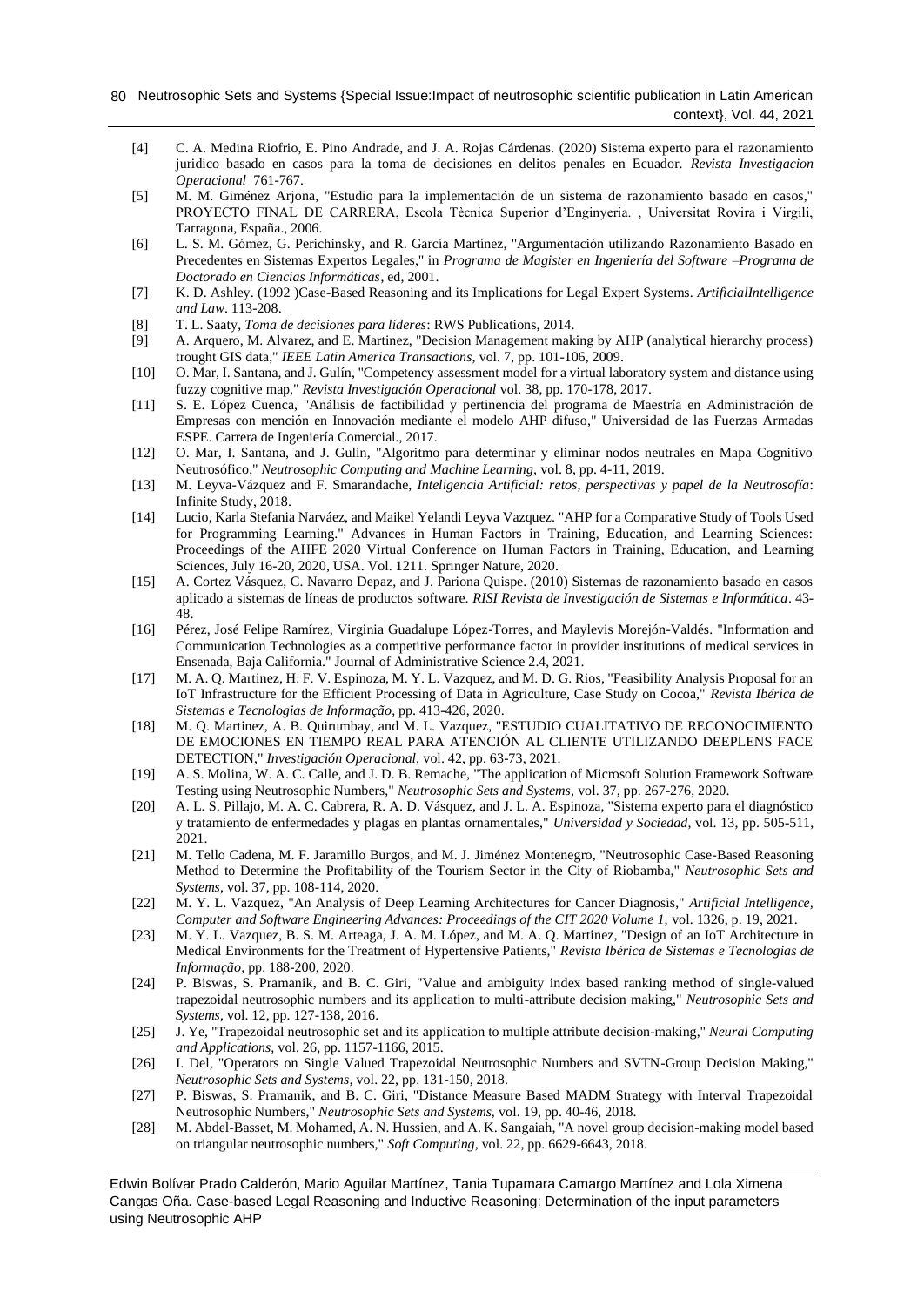[4] C. A. Medina Riofrio, E. Pino Andrade, and J. A. Rojas Cárdenas. (2020) Sistema experto para el razonamiento juridico basado en casos para la toma de decisiones en delitos penales en Ecuador. *Revista Investigacion Operacional* 761-767.

[5] M. M. Giménez Arjona, "Estudio para la implementación de un sistema de razonamiento basado en casos," PROYECTO FINAL DE CARRERA, Escola Tècnica Superior d'Enginyeria. , Universitat Rovira i Virgili, Tarragona, España., 2006.

[6] L. S. M. Gómez, G. Perichinsky, and R. García Martínez, "Argumentación utilizando Razonamiento Basado en Precedentes en Sistemas Expertos Legales," in *Programa de Magister en Ingeniería del Software –Programa de Doctorado en Ciencias Informáticas*, ed, 2001.

[7] K. D. Ashley. (1992 )Case-Based Reasoning and its Implications for Legal Expert Systems. *ArtificialIntelligence and Law*. 113-208.

[8] T. L. Saaty, *Toma de decisiones para líderes*: RWS Publications, 2014.

[9] A. Arquero, M. Alvarez, and E. Martinez, "Decision Management making by AHP (analytical hierarchy process) trought GIS data," *IEEE Latin America Transactions,* vol. 7, pp. 101-106, 2009.

[10] O. Mar, I. Santana, and J. Gulín, "Competency assessment model for a virtual laboratory system and distance using fuzzy cognitive map," *Revista Investigación Operacional* vol. 38, pp. 170-178, 2017.

[11] S. E. López Cuenca, "Análisis de factibilidad y pertinencia del programa de Maestría en Administración de Empresas con mención en Innovación mediante el modelo AHP difuso," Universidad de las Fuerzas Armadas ESPE. Carrera de Ingeniería Comercial., 2017.

[12] O. Mar, I. Santana, and J. Gulín, "Algoritmo para determinar y eliminar nodos neutrales en Mapa Cognitivo Neutrosófico," *Neutrosophic Computing and Machine Learning*, vol. 8, pp. 4-11, 2019.

[13] M. Leyva-Vázquez and F. Smarandache, *Inteligencia Artificial: retos, perspectivas y papel de la Neutrosofía*: Infinite Study, 2018.

[14] Lucio, Karla Stefania Narváez, and Maikel Yelandi Leyva Vazquez. "AHP for a Comparative Study of Tools Used for Programming Learning." Advances in Human Factors in Training, Education, and Learning Sciences: Proceedings of the AHFE 2020 Virtual Conference on Human Factors in Training, Education, and Learning Sciences, July 16-20, 2020, USA. Vol. 1211. Springer Nature, 2020.

[15] A. Cortez Vásquez, C. Navarro Depaz, and J. Pariona Quispe. (2010) Sistemas de razonamiento basado en casos aplicado a sistemas de líneas de productos software. *RISI Revista de Investigación de Sistemas e Informática*. 43-48.

[16] Pérez, José Felipe Ramírez, Virginia Guadalupe López-Torres, and Maylevis Morejón-Valdés. "Information and Communication Technologies as a competitive performance factor in provider institutions of medical services in Ensenada, Baja California." Journal of Administrative Science 2.4, 2021.

[17] M. A. Q. Martinez, H. F. V. Espinoza, M. Y. L. Vazquez, and M. D. G. Rios, "Feasibility Analysis Proposal for an IoT Infrastructure for the Efficient Processing of Data in Agriculture, Case Study on Cocoa," *Revista Ibérica de Sistemas e Tecnologias de Informação*, pp. 413-426, 2020.

[18] M. Q. Martinez, A. B. Quirumbay, and M. L. Vazquez, "ESTUDIO CUALITATIVO DE RECONOCIMIENTO DE EMOCIONES EN TIEMPO REAL PARA ATENCIÓN AL CLIENTE UTILIZANDO DEEPLENS FACE DETECTION," *Investigación Operacional*, vol. 42, pp. 63-73, 2021.

[19] A. S. Molina, W. A. C. Calle, and J. D. B. Remache, "The application of Microsoft Solution Framework Software Testing using Neutrosophic Numbers," *Neutrosophic Sets and Systems*, vol. 37, pp. 267-276, 2020.

[20] A. L. S. Pillajo, M. A. C. Cabrera, R. A. D. Vásquez, and J. L. A. Espinoza, "Sistema experto para el diagnóstico y tratamiento de enfermedades y plagas en plantas ornamentales," *Universidad y Sociedad*, vol. 13, pp. 505-511, 2021.

[21] M. Tello Cadena, M. F. Jaramillo Burgos, and M. J. Jiménez Montenegro, "Neutrosophic Case-Based Reasoning Method to Determine the Profitability of the Tourism Sector in the City of Riobamba," *Neutrosophic Sets and Systems*, vol. 37, pp. 108-114, 2020.

[22] M. Y. L. Vazquez, "An Analysis of Deep Learning Architectures for Cancer Diagnosis," *Artificial Intelligence, Computer and Software Engineering Advances: Proceedings of the CIT 2020 Volume 1*, vol. 1326, p. 19, 2021.

[23] M. Y. L. Vazquez, B. S. M. Arteaga, J. A. M. López, and M. A. Q. Martinez, "Design of an IoT Architecture in Medical Environments for the Treatment of Hypertensive Patients," *Revista Ibérica de Sistemas e Tecnologias de Informação*, pp. 188-200, 2020.

[24] P. Biswas, S. Pramanik, and B. C. Giri, "Value and ambiguity index based ranking method of single-valued trapezoidal neutrosophic numbers and its application to multi-attribute decision making," *Neutrosophic Sets and Systems*, vol. 12, pp. 127-138, 2016.

[25] J. Ye, "Trapezoidal neutrosophic set and its application to multiple attribute decision-making," *Neural Computing and Applications*, vol. 26, pp. 1157-1166, 2015.

[26] I. Del, "Operators on Single Valued Trapezoidal Neutrosophic Numbers and SVTN-Group Decision Making," *Neutrosophic Sets and Systems*, vol. 22, pp. 131-150, 2018.

[27] P. Biswas, S. Pramanik, and B. C. Giri, "Distance Measure Based MADM Strategy with Interval Trapezoidal Neutrosophic Numbers," *Neutrosophic Sets and Systems,* vol. 19, pp. 40-46, 2018.

[28] M. Abdel-Basset, M. Mohamed, A. N. Hussien, and A. K. Sangaiah, "A novel group decision-making model based on triangular neutrosophic numbers," *Soft Computing,* vol. 22, pp. 6629-6643, 2018.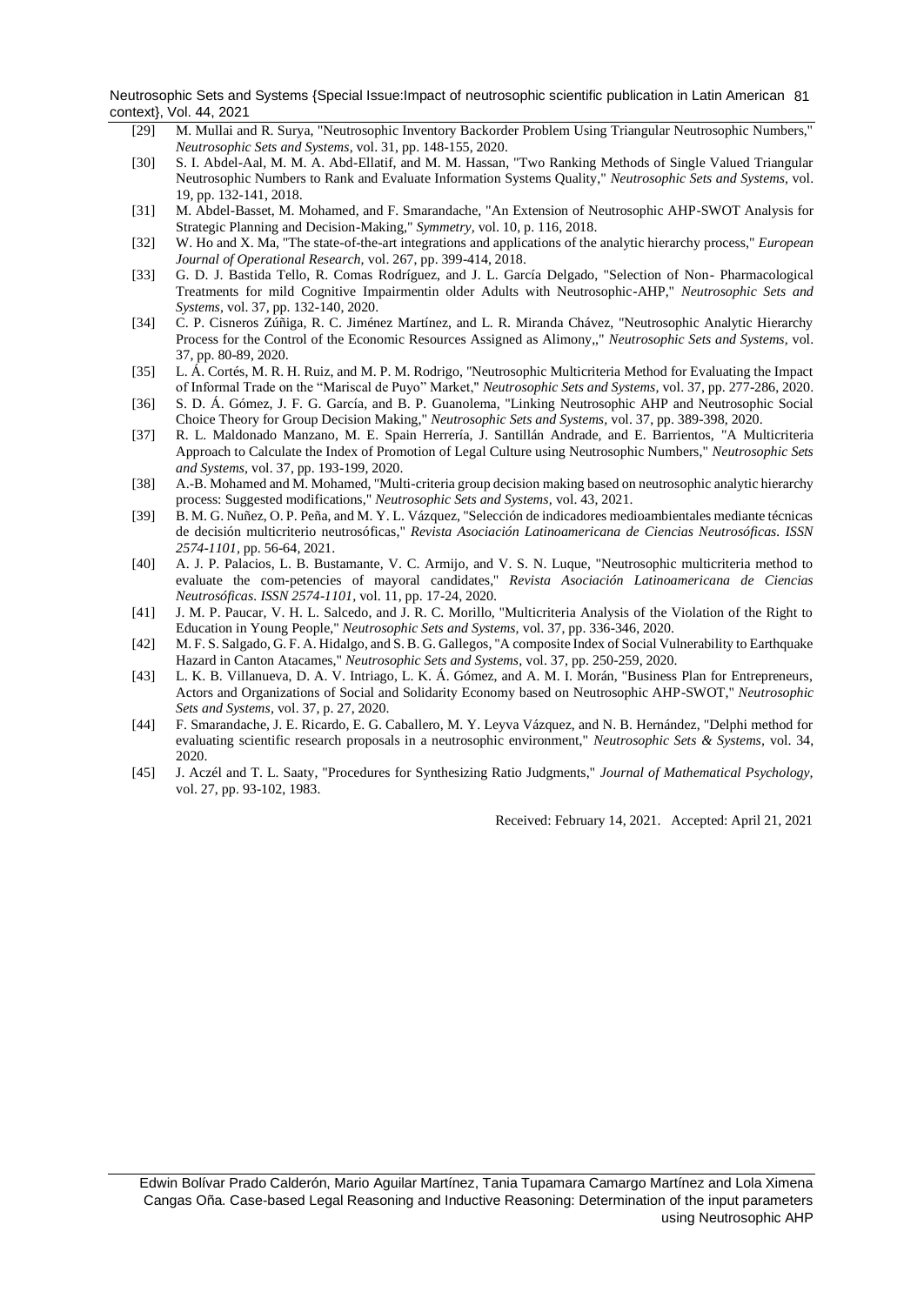[29] M. Mullai and R. Surya, "Neutrosophic Inventory Backorder Problem Using Triangular Neutrosophic Numbers," *Neutrosophic Sets and Systems*, vol. 31, pp. 148-155, 2020.

[30] S. I. Abdel-Aal, M. M. A. Abd-Ellatif, and M. M. Hassan, "Two Ranking Methods of Single Valued Triangular Neutrosophic Numbers to Rank and Evaluate Information Systems Quality," *Neutrosophic Sets and Systems*, vol. 19, pp. 132-141, 2018.

[31] M. Abdel-Basset, M. Mohamed, and F. Smarandache, "An Extension of Neutrosophic AHP-SWOT Analysis for Strategic Planning and Decision-Making," *Symmetry*, vol. 10, p. 116, 2018.

[32] W. Ho and X. Ma, "The state-of-the-art integrations and applications of the analytic hierarchy process," *European Journal of Operational Research*, vol. 267, pp. 399-414, 2018.

[33] G. D. J. Bastida Tello, R. Comas Rodríguez, and J. L. García Delgado, "Selection of Non- Pharmacological Treatments for mild Cognitive Impairmentin older Adults with Neutrosophic-AHP," *Neutrosophic Sets and Systems*, vol. 37, pp. 132-140, 2020.

[34] C. P. Cisneros Zúñiga, R. C. Jiménez Martínez, and L. R. Miranda Chávez, "Neutrosophic Analytic Hierarchy Process for the Control of the Economic Resources Assigned as Alimony,," *Neutrosophic Sets and Systems*, vol. 37, pp. 80-89, 2020.

[35] L. Á. Cortés, M. R. H. Ruiz, and M. P. M. Rodrigo, "Neutrosophic Multicriteria Method for Evaluating the Impact of Informal Trade on the "Mariscal de Puyo" Market," *Neutrosophic Sets and Systems*, vol. 37, pp. 277-286, 2020.

[36] S. D. Á. Gómez, J. F. G. García, and B. P. Guanolema, "Linking Neutrosophic AHP and Neutrosophic Social Choice Theory for Group Decision Making," *Neutrosophic Sets and Systems*, vol. 37, pp. 389-398, 2020.

[37] R. L. Maldonado Manzano, M. E. Spain Herrería, J. Santillán Andrade, and E. Barrientos, "A Multicriteria Approach to Calculate the Index of Promotion of Legal Culture using Neutrosophic Numbers," *Neutrosophic Sets and Systems*, vol. 37, pp. 193-199, 2020.

[38] A.-B. Mohamed and M. Mohamed, "Multi-criteria group decision making based on neutrosophic analytic hierarchy process: Suggested modifications," *Neutrosophic Sets and Systems*, vol. 43, 2021.

[39] B. M. G. Nuñez, O. P. Peña, and M. Y. L. Vázquez, "Selección de indicadores medioambientales mediante técnicas de decisión multicriterio neutrosóficas," *Revista Asociación Latinoamericana de Ciencias Neutrosóficas. ISSN 2574-1101*, pp. 56-64, 2021.

[40] A. J. P. Palacios, L. B. Bustamante, V. C. Armijo, and V. S. N. Luque, "Neutrosophic multicriteria method to evaluate the com-petencies of mayoral candidates," *Revista Asociación Latinoamericana de Ciencias Neutrosóficas. ISSN 2574-1101*, vol. 11, pp. 17-24, 2020.

[41] J. M. P. Paucar, V. H. L. Salcedo, and J. R. C. Morillo, "Multicriteria Analysis of the Violation of the Right to Education in Young People," *Neutrosophic Sets and Systems*, vol. 37, pp. 336-346, 2020.

[42] M. F. S. Salgado, G. F. A. Hidalgo, and S. B. G. Gallegos, "A composite Index of Social Vulnerability to Earthquake Hazard in Canton Atacames," *Neutrosophic Sets and Systems*, vol. 37, pp. 250-259, 2020.

[43] L. K. B. Villanueva, D. A. V. Intriago, L. K. Á. Gómez, and A. M. I. Morán, "Business Plan for Entrepreneurs, Actors and Organizations of Social and Solidarity Economy based on Neutrosophic AHP-SWOT," *Neutrosophic Sets and Systems*, vol. 37, p. 27, 2020.

[44] F. Smarandache, J. E. Ricardo, E. G. Caballero, M. Y. Leyva Vázquez, and N. B. Hernández, "Delphi method for evaluating scientific research proposals in a neutrosophic environment," *Neutrosophic Sets & Systems*, vol. 34, 2020.

[45] J. Aczél and T. L. Saaty, "Procedures for Synthesizing Ratio Judgments," *Journal of Mathematical Psychology*, vol. 27, pp. 93-102, 1983.

Received: February 14, 2021. Accepted: April 21, 2021